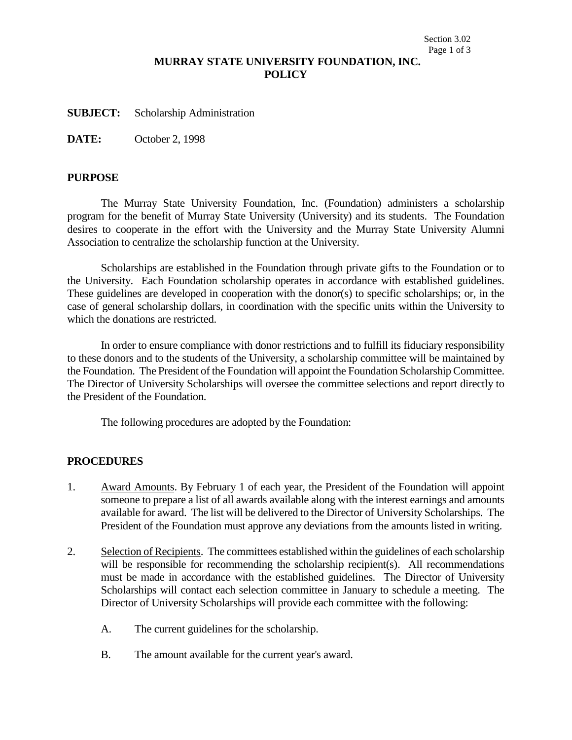# MURRAY STATE UNIVERSITY FOUNDATION, INC.
# POLICY

**SUBJECT:** Scholarship Administration

**DATE:** October 2, 1998

## PURPOSE

The Murray State University Foundation, Inc. (Foundation) administers a scholarship program for the benefit of Murray State University (University) and its students. The Foundation desires to cooperate in the effort with the University and the Murray State University Alumni Association to centralize the scholarship function at the University.

Scholarships are established in the Foundation through private gifts to the Foundation or to the University. Each Foundation scholarship operates in accordance with established guidelines. These guidelines are developed in cooperation with the donor(s) to specific scholarships; or, in the case of general scholarship dollars, in coordination with the specific units within the University to which the donations are restricted.

In order to ensure compliance with donor restrictions and to fulfill its fiduciary responsibility to these donors and to the students of the University, a scholarship committee will be maintained by the Foundation. The President of the Foundation will appoint the Foundation Scholarship Committee. The Director of University Scholarships will oversee the committee selections and report directly to the President of the Foundation.

The following procedures are adopted by the Foundation:

## PROCEDURES

1. Award Amounts. By February 1 of each year, the President of the Foundation will appoint someone to prepare a list of all awards available along with the interest earnings and amounts available for award. The list will be delivered to the Director of University Scholarships. The President of the Foundation must approve any deviations from the amounts listed in writing.

2. Selection of Recipients. The committees established within the guidelines of each scholarship will be responsible for recommending the scholarship recipient(s). All recommendations must be made in accordance with the established guidelines. The Director of University Scholarships will contact each selection committee in January to schedule a meeting. The Director of University Scholarships will provide each committee with the following:

   A. The current guidelines for the scholarship.

   B. The amount available for the current year's award.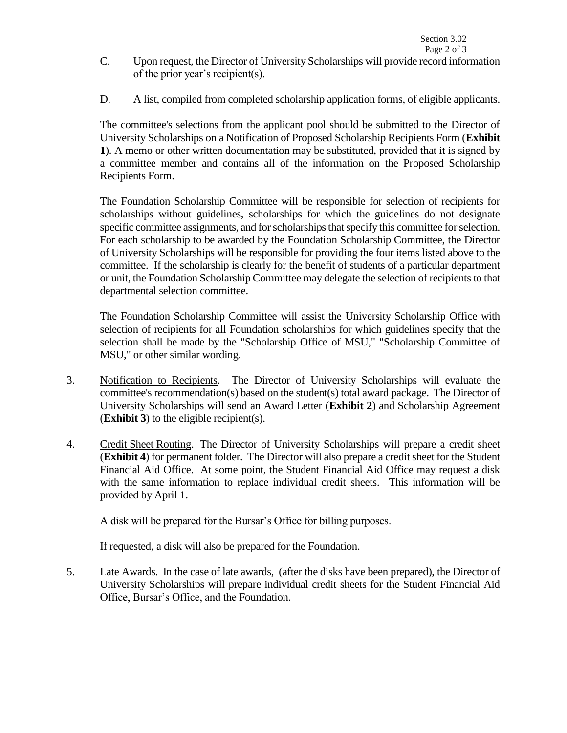C. Upon request, the Director of University Scholarships will provide record information of the prior year's recipient(s).

D. A list, compiled from completed scholarship application forms, of eligible applicants.

The committee's selections from the applicant pool should be submitted to the Director of University Scholarships on a Notification of Proposed Scholarship Recipients Form (**Exhibit 1**). A memo or other written documentation may be substituted, provided that it is signed by a committee member and contains all of the information on the Proposed Scholarship Recipients Form.

The Foundation Scholarship Committee will be responsible for selection of recipients for scholarships without guidelines, scholarships for which the guidelines do not designate specific committee assignments, and for scholarships that specify this committee for selection. For each scholarship to be awarded by the Foundation Scholarship Committee, the Director of University Scholarships will be responsible for providing the four items listed above to the committee. If the scholarship is clearly for the benefit of students of a particular department or unit, the Foundation Scholarship Committee may delegate the selection of recipients to that departmental selection committee.

The Foundation Scholarship Committee will assist the University Scholarship Office with selection of recipients for all Foundation scholarships for which guidelines specify that the selection shall be made by the "Scholarship Office of MSU," "Scholarship Committee of MSU," or other similar wording.

3. Notification to Recipients. The Director of University Scholarships will evaluate the committee's recommendation(s) based on the student(s) total award package. The Director of University Scholarships will send an Award Letter (**Exhibit 2**) and Scholarship Agreement (**Exhibit 3**) to the eligible recipient(s).

4. Credit Sheet Routing. The Director of University Scholarships will prepare a credit sheet (**Exhibit 4**) for permanent folder. The Director will also prepare a credit sheet for the Student Financial Aid Office. At some point, the Student Financial Aid Office may request a disk with the same information to replace individual credit sheets. This information will be provided by April 1.

   A disk will be prepared for the Bursar's Office for billing purposes.

   If requested, a disk will also be prepared for the Foundation.

5. Late Awards. In the case of late awards, (after the disks have been prepared), the Director of University Scholarships will prepare individual credit sheets for the Student Financial Aid Office, Bursar's Office, and the Foundation.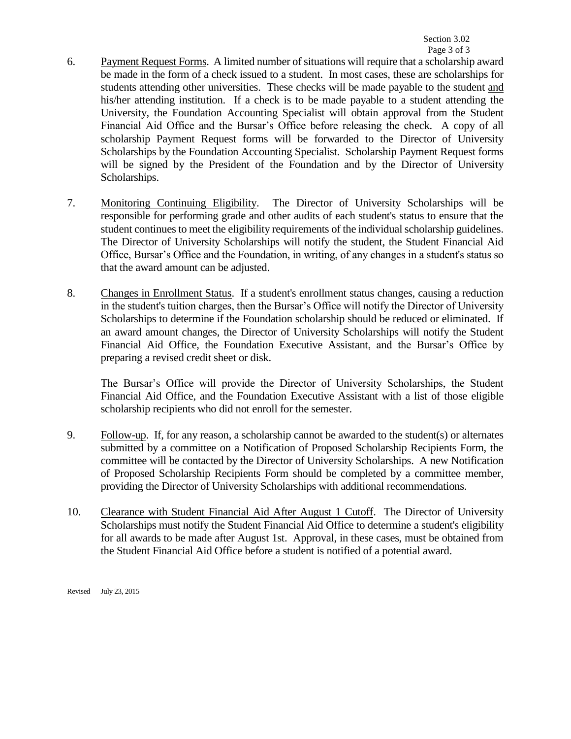6. Payment Request Forms. A limited number of situations will require that a scholarship award be made in the form of a check issued to a student. In most cases, these are scholarships for students attending other universities. These checks will be made payable to the student and his/her attending institution. If a check is to be made payable to a student attending the University, the Foundation Accounting Specialist will obtain approval from the Student Financial Aid Office and the Bursar's Office before releasing the check. A copy of all scholarship Payment Request forms will be forwarded to the Director of University Scholarships by the Foundation Accounting Specialist. Scholarship Payment Request forms will be signed by the President of the Foundation and by the Director of University Scholarships.

7. Monitoring Continuing Eligibility. The Director of University Scholarships will be responsible for performing grade and other audits of each student's status to ensure that the student continues to meet the eligibility requirements of the individual scholarship guidelines. The Director of University Scholarships will notify the student, the Student Financial Aid Office, Bursar's Office and the Foundation, in writing, of any changes in a student's status so that the award amount can be adjusted.

8. Changes in Enrollment Status. If a student's enrollment status changes, causing a reduction in the student's tuition charges, then the Bursar's Office will notify the Director of University Scholarships to determine if the Foundation scholarship should be reduced or eliminated. If an award amount changes, the Director of University Scholarships will notify the Student Financial Aid Office, the Foundation Executive Assistant, and the Bursar's Office by preparing a revised credit sheet or disk.

   The Bursar's Office will provide the Director of University Scholarships, the Student Financial Aid Office, and the Foundation Executive Assistant with a list of those eligible scholarship recipients who did not enroll for the semester.

9. Follow-up. If, for any reason, a scholarship cannot be awarded to the student(s) or alternates submitted by a committee on a Notification of Proposed Scholarship Recipients Form, the committee will be contacted by the Director of University Scholarships. A new Notification of Proposed Scholarship Recipients Form should be completed by a committee member, providing the Director of University Scholarships with additional recommendations.

10. Clearance with Student Financial Aid After August 1 Cutoff. The Director of University Scholarships must notify the Student Financial Aid Office to determine a student's eligibility for all awards to be made after August 1st. Approval, in these cases, must be obtained from the Student Financial Aid Office before a student is notified of a potential award.

Revised July 23, 2015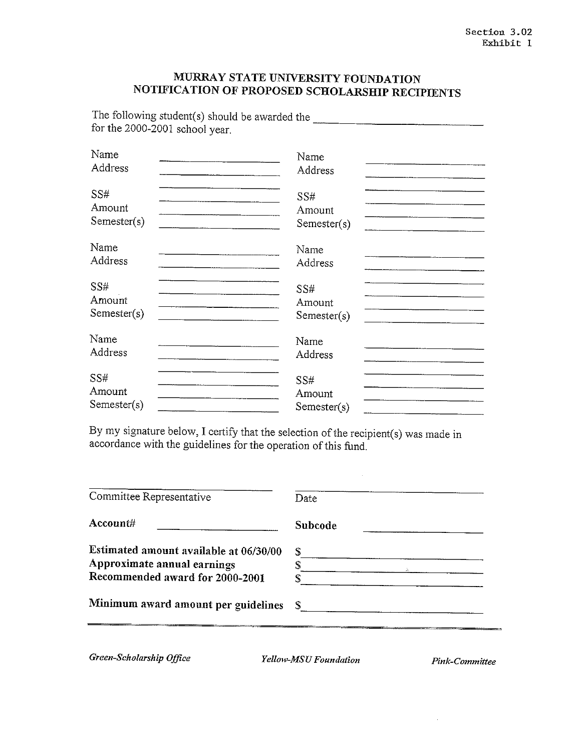Section 3.02
Exhibit I

# MURRAY STATE UNIVERSITY FOUNDATION
## NOTIFICATION OF PROPOSED SCHOLARSHIP RECIPIENTS

The following student(s) should be awarded the ______________________ for the 2000-2001 school year.

| | | | |
|---|---|---|---|
| Name | ____________ | Name | ____________ |
| Address | ____________ | Address | ____________ |
| | ____________ | | ____________ |
| SS# | ____________ | SS# | ____________ |
| Amount | ____________ | Amount | ____________ |
| Semester(s) | ____________ | Semester(s) | ____________ |
| Name | ____________ | Name | ____________ |
| Address | ____________ | Address | ____________ |
| | ____________ | | ____________ |
| SS# | ____________ | SS# | ____________ |
| Amount | ____________ | Amount | ____________ |
| Semester(s) | ____________ | Semester(s) | ____________ |
| Name | ____________ | Name | ____________ |
| Address | ____________ | Address | ____________ |
| | ____________ | | ____________ |
| SS# | ____________ | SS# | ____________ |
| Amount | ____________ | Amount | ____________ |
| Semester(s) | ____________ | Semester(s) | ____________ |

By my signature below, I certify that the selection of the recipient(s) was made in accordance with the guidelines for the operation of this fund.

______________________________ ______________________________
Committee Representative Date

**Account#** ____________ **Subcode** ____________

**Estimated amount available at 06/30/00** $ ____________
**Approximate annual earnings** $ ____________
**Recommended award for 2000-2001** $ ____________

**Minimum award amount per guidelines** $ ____________

*Green-Scholarship Office* *Yellow-MSU Foundation* *Pink-Committee*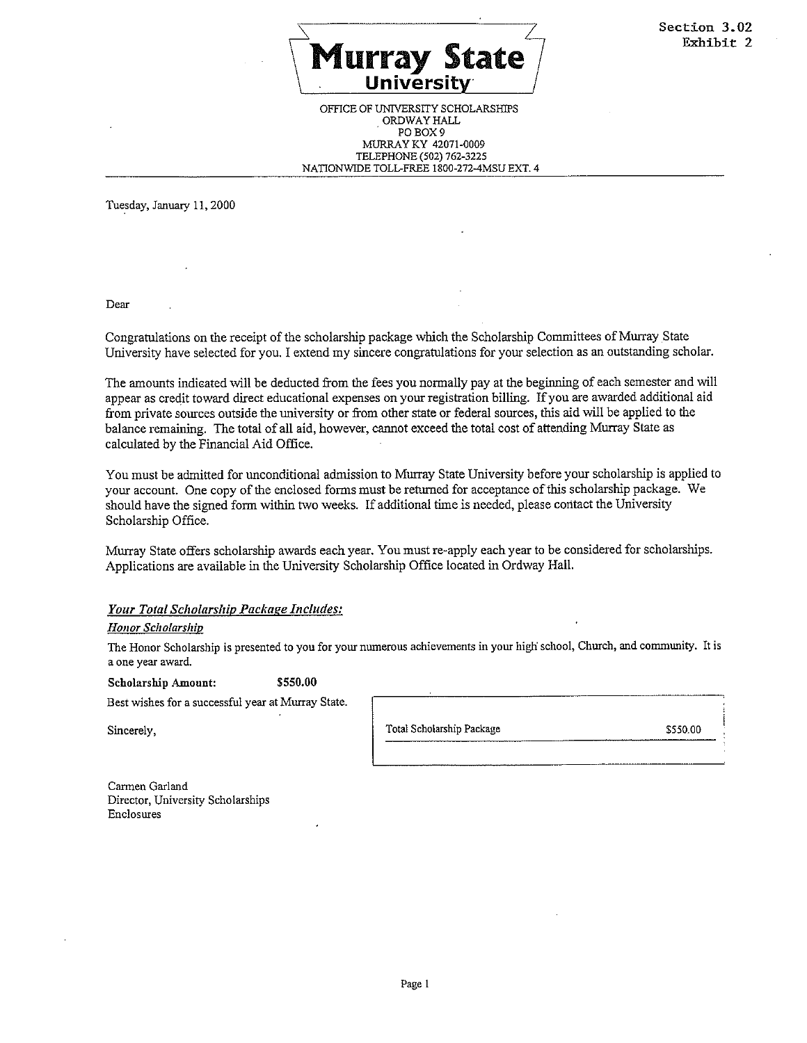Section 3.02
Exhibit 2

# Murray State University

OFFICE OF UNIVERSITY SCHOLARSHIPS
ORDWAY HALL
PO BOX 9
MURRAY KY 42071-0009
TELEPHONE (502) 762-3225
NATIONWIDE TOLL-FREE 1800-272-4MSU EXT. 4

---

Tuesday, January 11, 2000

Dear

Congratulations on the receipt of the scholarship package which the Scholarship Committees of Murray State University have selected for you. I extend my sincere congratulations for your selection as an outstanding scholar.

The amounts indicated will be deducted from the fees you normally pay at the beginning of each semester and will appear as credit toward direct educational expenses on your registration billing. If you are awarded additional aid from private sources outside the university or from other state or federal sources, this aid will be applied to the balance remaining. The total of all aid, however, cannot exceed the total cost of attending Murray State as calculated by the Financial Aid Office.

You must be admitted for unconditional admission to Murray State University before your scholarship is applied to your account. One copy of the enclosed forms must be returned for acceptance of this scholarship package. We should have the signed form within two weeks. If additional time is needed, please contact the University Scholarship Office.

Murray State offers scholarship awards each year. You must re-apply each year to be considered for scholarships. Applications are available in the University Scholarship Office located in Ordway Hall.

***Your Total Scholarship Package Includes:***

***Honor Scholarship***

The Honor Scholarship is presented to you for your numerous achievements in your high school, Church, and community. It is a one year award.

**Scholarship Amount:** **$550.00**

Best wishes for a successful year at Murray State.

| Total Scholarship Package | $550.00 |
|---|---|

Sincerely,

Carmen Garland
Director, University Scholarships
Enclosures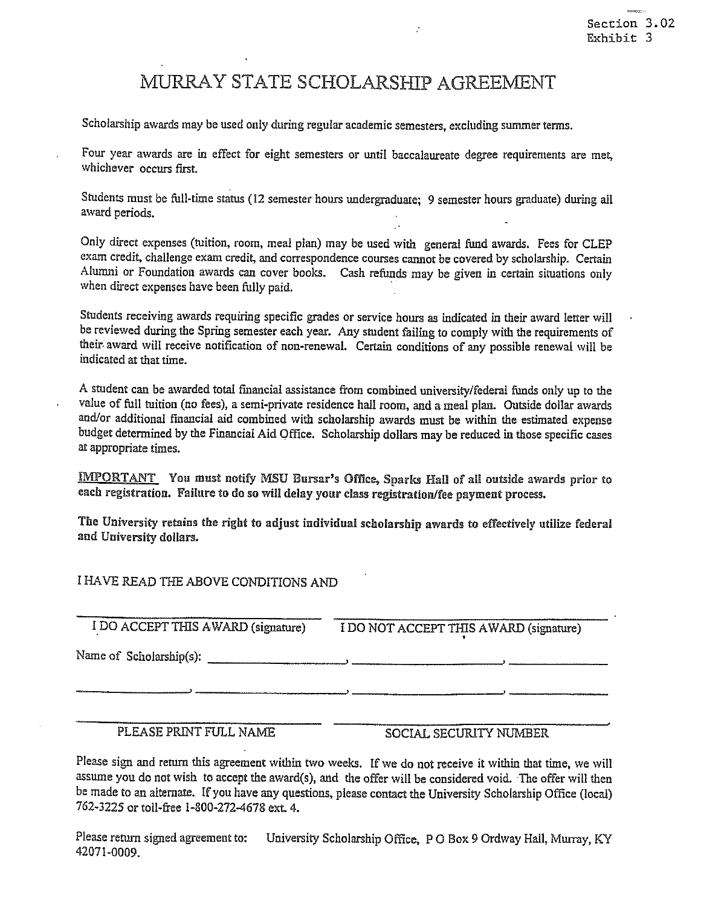Section 3.02
Exhibit 3

# MURRAY STATE SCHOLARSHIP AGREEMENT

Scholarship awards may be used only during regular academic semesters, excluding summer terms.

Four year awards are in effect for eight semesters or until baccalaureate degree requirements are met, whichever occurs first.

Students must be full-time status (12 semester hours undergraduate; 9 semester hours graduate) during all award periods.

Only direct expenses (tuition, room, meal plan) may be used with general fund awards. Fees for CLEP exam credit, challenge exam credit, and correspondence courses cannot be covered by scholarship. Certain Alumni or Foundation awards can cover books. Cash refunds may be given in certain situations only when direct expenses have been fully paid.

Students receiving awards requiring specific grades or service hours as indicated in their award letter will be reviewed during the Spring semester each year. Any student failing to comply with the requirements of their award will receive notification of non-renewal. Certain conditions of any possible renewal will be indicated at that time.

A student can be awarded total financial assistance from combined university/federal funds only up to the value of full tuition (no fees), a semi-private residence hall room, and a meal plan. Outside dollar awards and/or additional financial aid combined with scholarship awards must be within the estimated expense budget determined by the Financial Aid Office. Scholarship dollars may be reduced in those specific cases at appropriate times.

**IMPORTANT You must notify MSU Bursar's Office, Sparks Hall of all outside awards prior to each registration. Failure to do so will delay your class registration/fee payment process.**

**The University retains the right to adjust individual scholarship awards to effectively utilize federal and University dollars.**

I HAVE READ THE ABOVE CONDITIONS AND

\_\_\_\_\_\_\_\_\_\_\_\_\_\_\_\_\_\_\_\_\_\_\_\_\_\_\_\_\_\_ \_\_\_\_\_\_\_\_\_\_\_\_\_\_\_\_\_\_\_\_\_\_\_\_\_\_\_\_\_\_

I DO ACCEPT THIS AWARD (signature) I DO NOT ACCEPT THIS AWARD (signature)

Name of Scholarship(s): \_\_\_\_\_\_\_\_\_\_\_\_\_\_\_\_, \_\_\_\_\_\_\_\_\_\_\_\_\_\_\_\_, \_\_\_\_\_\_\_\_\_\_\_\_

\_\_\_\_\_\_\_\_\_\_\_\_, \_\_\_\_\_\_\_\_\_\_\_\_\_\_\_\_, \_\_\_\_\_\_\_\_\_\_\_\_\_\_\_\_, \_\_\_\_\_\_\_\_\_\_\_\_

\_\_\_\_\_\_\_\_\_\_\_\_\_\_\_\_\_\_\_\_\_\_\_\_\_\_\_\_\_\_ \_\_\_\_\_\_\_\_\_\_\_\_\_\_\_\_\_\_\_\_\_\_\_\_\_\_\_\_\_\_

PLEASE PRINT FULL NAME SOCIAL SECURITY NUMBER

Please sign and return this agreement within two weeks. If we do not receive it within that time, we will assume you do not wish to accept the award(s), and the offer will be considered void. The offer will then be made to an alternate. If you have any questions, please contact the University Scholarship Office (local) 762-3225 or toll-free 1-800-272-4678 ext. 4.

Please return signed agreement to: University Scholarship Office, P O Box 9 Ordway Hall, Murray, KY 42071-0009.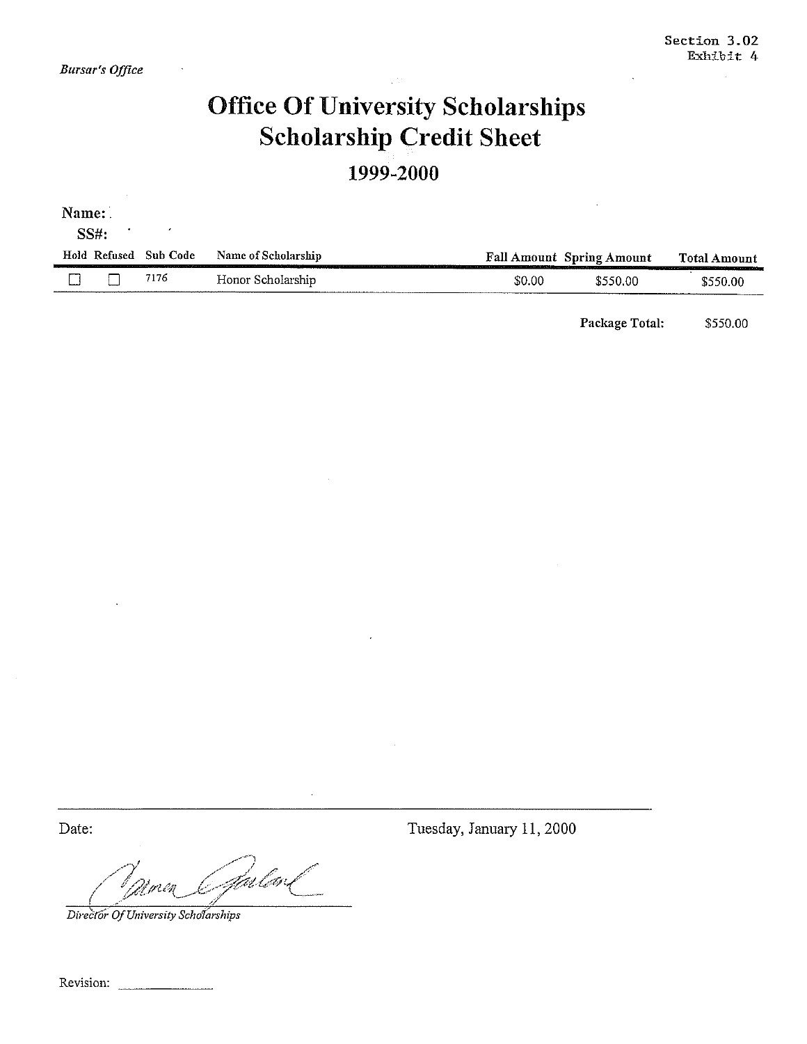Section 3.02
Exhibit 4

*Bursar's Office*

# Office Of University Scholarships
# Scholarship Credit Sheet
## 1999-2000

**Name:**

**SS#:**

| Hold | Refused | Sub Code | Name of Scholarship | Fall Amount | Spring Amount | Total Amount |
|---|---|---|---|---|---|---|
| ☐ | ☐ | 7176 | Honor Scholarship | $0.00 | $550.00 | $550.00 |

**Package Total:** $550.00

Date: Tuesday, January 11, 2000

*Director Of University Scholarships*

Revision: ____________